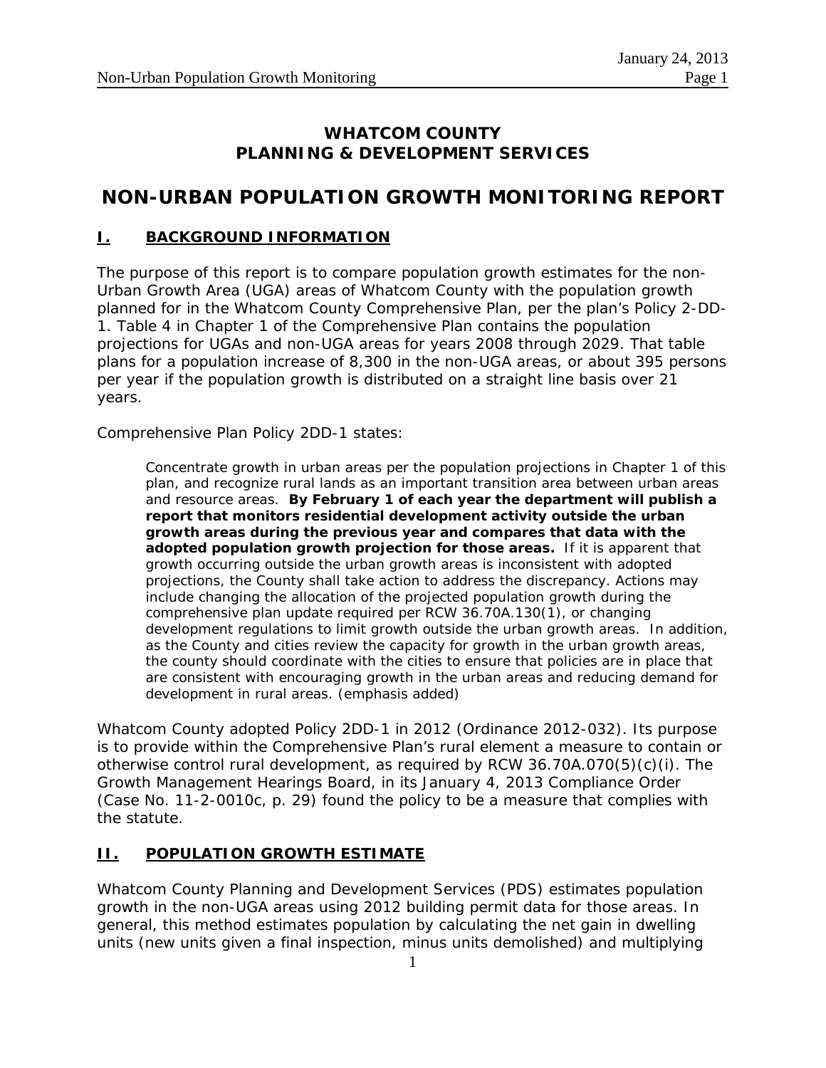# WHATCOM COUNTY
# PLANNING & DEVELOPMENT SERVICES

# NON-URBAN POPULATION GROWTH MONITORING REPORT

## I. BACKGROUND INFORMATION

The purpose of this report is to compare population growth estimates for the non-Urban Growth Area (UGA) areas of Whatcom County with the population growth planned for in the Whatcom County Comprehensive Plan, per the plan's Policy 2-DD-1. Table 4 in Chapter 1 of the Comprehensive Plan contains the population projections for UGAs and non-UGA areas for years 2008 through 2029. That table plans for a population increase of 8,300 in the non-UGA areas, or about 395 persons per year if the population growth is distributed on a straight line basis over 21 years.

Comprehensive Plan Policy 2DD-1 states:

> Concentrate growth in urban areas per the population projections in Chapter 1 of this plan, and recognize rural lands as an important transition area between urban areas and resource areas. **By February 1 of each year the department will publish a report that monitors residential development activity outside the urban growth areas during the previous year and compares that data with the adopted population growth projection for those areas.** If it is apparent that growth occurring outside the urban growth areas is inconsistent with adopted projections, the County shall take action to address the discrepancy. Actions may include changing the allocation of the projected population growth during the comprehensive plan update required per RCW 36.70A.130(1), or changing development regulations to limit growth outside the urban growth areas. In addition, as the County and cities review the capacity for growth in the urban growth areas, the county should coordinate with the cities to ensure that policies are in place that are consistent with encouraging growth in the urban areas and reducing demand for development in rural areas. (emphasis added)

Whatcom County adopted Policy 2DD-1 in 2012 (Ordinance 2012-032). Its purpose is to provide within the Comprehensive Plan's rural element a measure to contain or otherwise control rural development, as required by RCW 36.70A.070(5)(c)(i). The Growth Management Hearings Board, in its January 4, 2013 Compliance Order (Case No. 11-2-0010c, p. 29) found the policy to be a measure that complies with the statute.

## II. POPULATION GROWTH ESTIMATE

Whatcom County Planning and Development Services (PDS) estimates population growth in the non-UGA areas using 2012 building permit data for those areas. In general, this method estimates population by calculating the net gain in dwelling units (new units given a final inspection, minus units demolished) and multiplying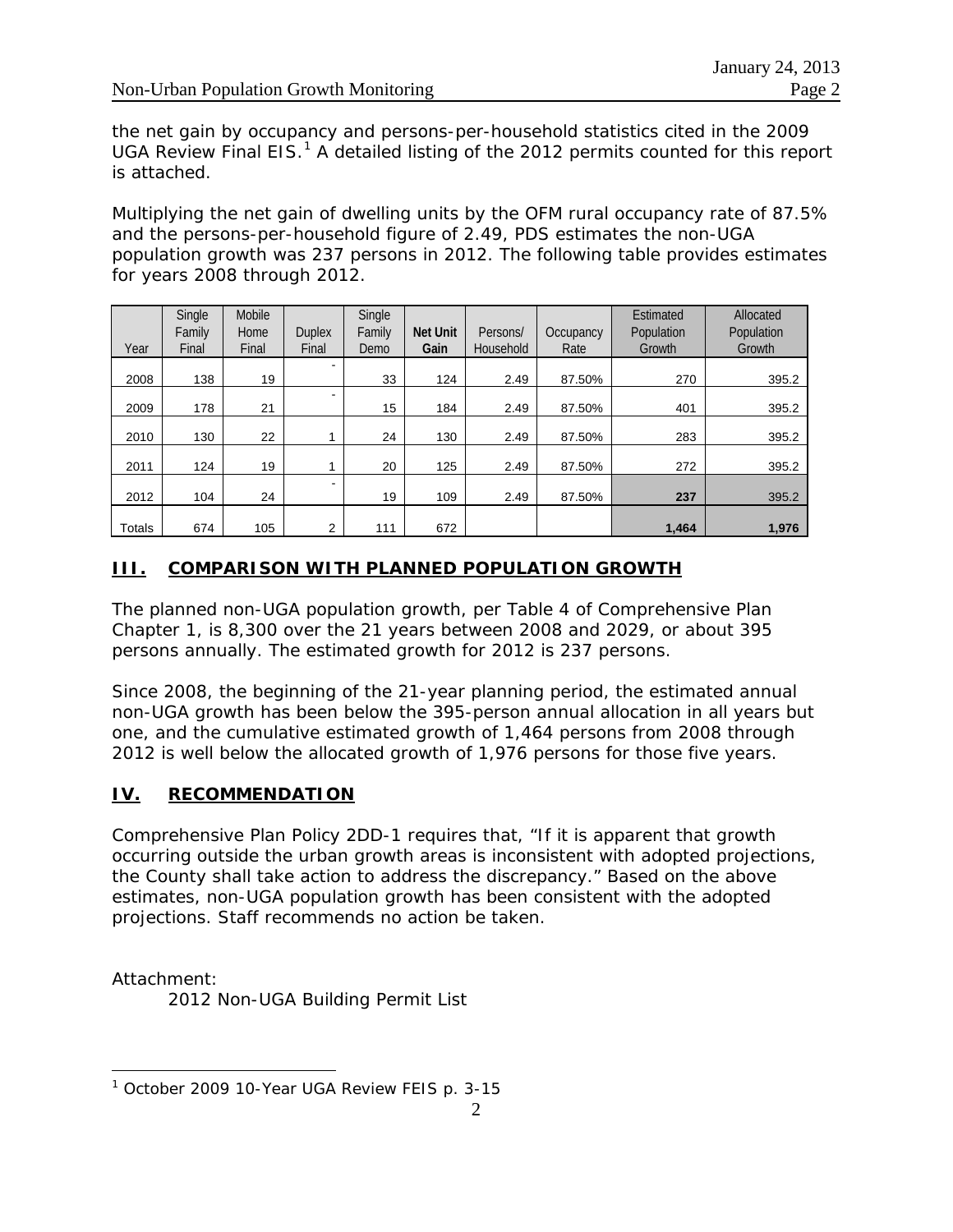the net gain by occupancy and persons-per-household statistics cited in the 2009 UGA Review Final EIS.[1] A detailed listing of the 2012 permits counted for this report is attached.

Multiplying the net gain of dwelling units by the OFM rural occupancy rate of 87.5% and the persons-per-household figure of 2.49, PDS estimates the non-UGA population growth was 237 persons in 2012. The following table provides estimates for years 2008 through 2012.

| Year | Single Family Final | Mobile Home Final | Duplex Final | Single Family Demo | **Net Unit Gain** | Persons/ Household | Occupancy Rate | Estimated Population Growth | Allocated Population Growth |
|---|---|---|---|---|---|---|---|---|---|
| 2008 | 138 | 19 | - | 33 | 124 | 2.49 | 87.50% | 270 | 395.2 |
| 2009 | 178 | 21 | - | 15 | 184 | 2.49 | 87.50% | 401 | 395.2 |
| 2010 | 130 | 22 | 1 | 24 | 130 | 2.49 | 87.50% | 283 | 395.2 |
| 2011 | 124 | 19 | 1 | 20 | 125 | 2.49 | 87.50% | 272 | 395.2 |
| 2012 | 104 | 24 | - | 19 | 109 | 2.49 | 87.50% | **237** | 395.2 |
| Totals | 674 | 105 | 2 | 111 | 672 | | | **1,464** | **1,976** |

## III. COMPARISON WITH PLANNED POPULATION GROWTH

The planned non-UGA population growth, per Table 4 of Comprehensive Plan Chapter 1, is 8,300 over the 21 years between 2008 and 2029, or about 395 persons annually. The estimated growth for 2012 is 237 persons.

Since 2008, the beginning of the 21-year planning period, the estimated annual non-UGA growth has been below the 395-person annual allocation in all years but one, and the cumulative estimated growth of 1,464 persons from 2008 through 2012 is well below the allocated growth of 1,976 persons for those five years.

## IV. RECOMMENDATION

Comprehensive Plan Policy 2DD-1 requires that, "If it is apparent that growth occurring outside the urban growth areas is inconsistent with adopted projections, the County shall take action to address the discrepancy." Based on the above estimates, non-UGA population growth has been consistent with the adopted projections. Staff recommends no action be taken.

Attachment:
    2012 Non-UGA Building Permit List

[1] October 2009 10-Year UGA Review FEIS p. 3-15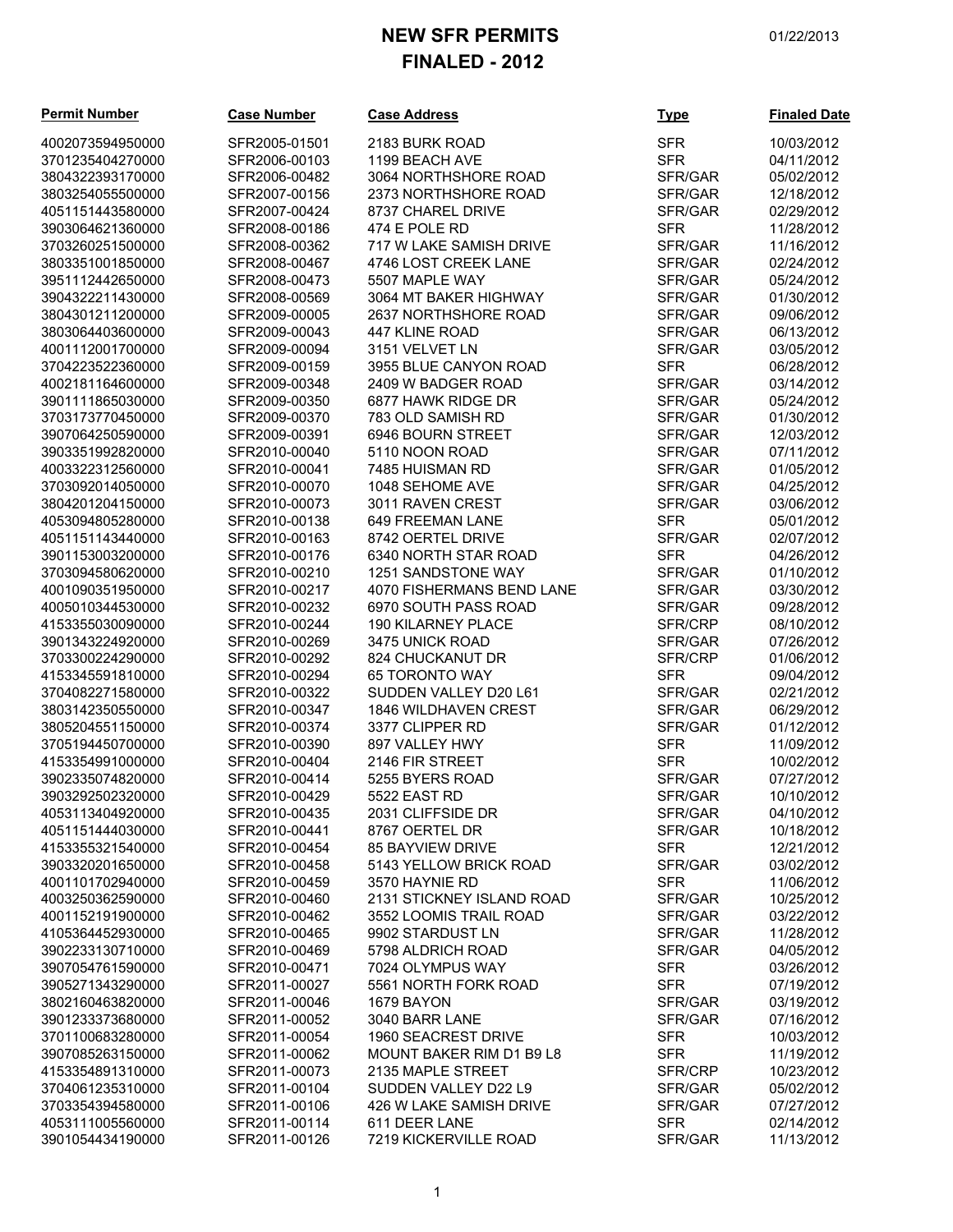# NEW SFR PERMITS
## FINALED - 2012

01/22/2013

| Permit Number | Case Number | Case Address | Type | Finaled Date |
|---|---|---|---|---|
| 4002073594950000 | SFR2005-01501 | 2183 BURK ROAD | SFR | 10/03/2012 |
| 3701235404270000 | SFR2006-00103 | 1199 BEACH AVE | SFR | 04/11/2012 |
| 3804322393170000 | SFR2006-00482 | 3064 NORTHSHORE ROAD | SFR/GAR | 05/02/2012 |
| 3803254055500000 | SFR2007-00156 | 2373 NORTHSHORE ROAD | SFR/GAR | 12/18/2012 |
| 4051151443580000 | SFR2007-00424 | 8737 CHAREL DRIVE | SFR/GAR | 02/29/2012 |
| 3903064621360000 | SFR2008-00186 | 474 E POLE RD | SFR | 11/28/2012 |
| 3703260251500000 | SFR2008-00362 | 717 W LAKE SAMISH DRIVE | SFR/GAR | 11/16/2012 |
| 3803351001850000 | SFR2008-00467 | 4746 LOST CREEK LANE | SFR/GAR | 02/24/2012 |
| 3951112442650000 | SFR2008-00473 | 5507 MAPLE WAY | SFR/GAR | 05/24/2012 |
| 3904322211430000 | SFR2008-00569 | 3064 MT BAKER HIGHWAY | SFR/GAR | 01/30/2012 |
| 3804301211200000 | SFR2009-00005 | 2637 NORTHSHORE ROAD | SFR/GAR | 09/06/2012 |
| 3803064403600000 | SFR2009-00043 | 447 KLINE ROAD | SFR/GAR | 06/13/2012 |
| 4001112001700000 | SFR2009-00094 | 3151 VELVET LN | SFR/GAR | 03/05/2012 |
| 3704223522360000 | SFR2009-00159 | 3955 BLUE CANYON ROAD | SFR | 06/28/2012 |
| 4002181164600000 | SFR2009-00348 | 2409 W BADGER ROAD | SFR/GAR | 03/14/2012 |
| 3901111865030000 | SFR2009-00350 | 6877 HAWK RIDGE DR | SFR/GAR | 05/24/2012 |
| 3703173770450000 | SFR2009-00370 | 783 OLD SAMISH RD | SFR/GAR | 01/30/2012 |
| 3907064250590000 | SFR2009-00391 | 6946 BOURN STREET | SFR/GAR | 12/03/2012 |
| 3903351992820000 | SFR2010-00040 | 5110 NOON ROAD | SFR/GAR | 07/11/2012 |
| 4003322312560000 | SFR2010-00041 | 7485 HUISMAN RD | SFR/GAR | 01/05/2012 |
| 3703092014050000 | SFR2010-00070 | 1048 SEHOME AVE | SFR/GAR | 04/25/2012 |
| 3804201204150000 | SFR2010-00073 | 3011 RAVEN CREST | SFR/GAR | 03/06/2012 |
| 4053094805280000 | SFR2010-00138 | 649 FREEMAN LANE | SFR | 05/01/2012 |
| 4051151433440000 | SFR2010-00163 | 8742 OERTEL DRIVE | SFR/GAR | 02/07/2012 |
| 3901153003200000 | SFR2010-00176 | 6340 NORTH STAR ROAD | SFR | 04/26/2012 |
| 3703094580620000 | SFR2010-00210 | 1251 SANDSTONE WAY | SFR/GAR | 01/10/2012 |
| 4001090351950000 | SFR2010-00217 | 4070 FISHERMANS BEND LANE | SFR/GAR | 03/30/2012 |
| 4005010344530000 | SFR2010-00232 | 6970 SOUTH PASS ROAD | SFR/GAR | 09/28/2012 |
| 4153355030090000 | SFR2010-00244 | 190 KILARNEY PLACE | SFR/CRP | 08/10/2012 |
| 3901343224920000 | SFR2010-00269 | 3475 UNICK ROAD | SFR/GAR | 07/26/2012 |
| 3703300224290000 | SFR2010-00292 | 824 CHUCKANUT DR | SFR/CRP | 01/06/2012 |
| 4153345591810000 | SFR2010-00294 | 65 TORONTO WAY | SFR | 09/04/2012 |
| 3704082271580000 | SFR2010-00322 | SUDDEN VALLEY D20 L61 | SFR/GAR | 02/21/2012 |
| 3803142350550000 | SFR2010-00347 | 1846 WILDHAVEN CREST | SFR/GAR | 06/29/2012 |
| 3805204551150000 | SFR2010-00374 | 3377 CLIPPER RD | SFR/GAR | 01/12/2012 |
| 3705194450700000 | SFR2010-00390 | 897 VALLEY HWY | SFR | 11/09/2012 |
| 4153354991000000 | SFR2010-00404 | 2146 FIR STREET | SFR | 10/02/2012 |
| 3902335074820000 | SFR2010-00414 | 5255 BYERS ROAD | SFR/GAR | 07/27/2012 |
| 3903292502320000 | SFR2010-00429 | 5522 EAST RD | SFR/GAR | 10/10/2012 |
| 4053113404920000 | SFR2010-00435 | 2031 CLIFFSIDE DR | SFR/GAR | 04/10/2012 |
| 4051151444030000 | SFR2010-00441 | 8767 OERTEL DR | SFR/GAR | 10/18/2012 |
| 4153355321540000 | SFR2010-00454 | 85 BAYVIEW DRIVE | SFR | 12/21/2012 |
| 3903320201650000 | SFR2010-00458 | 5143 YELLOW BRICK ROAD | SFR/GAR | 03/02/2012 |
| 4001101702940000 | SFR2010-00459 | 3570 HAYNIE RD | SFR | 11/06/2012 |
| 4003250362590000 | SFR2010-00460 | 2131 STICKNEY ISLAND ROAD | SFR/GAR | 10/25/2012 |
| 4001152191900000 | SFR2010-00462 | 3552 LOOMIS TRAIL ROAD | SFR/GAR | 03/22/2012 |
| 4105364452930000 | SFR2010-00465 | 9902 STARDUST LN | SFR/GAR | 11/28/2012 |
| 3902233130710000 | SFR2010-00469 | 5798 ALDRICH ROAD | SFR/GAR | 04/05/2012 |
| 3907054761590000 | SFR2010-00471 | 7024 OLYMPUS WAY | SFR | 03/26/2012 |
| 3905271343290000 | SFR2011-00027 | 5561 NORTH FORK ROAD | SFR | 07/19/2012 |
| 3802160463820000 | SFR2011-00046 | 1679 BAYON | SFR/GAR | 03/19/2012 |
| 3901233373680000 | SFR2011-00052 | 3040 BARR LANE | SFR/GAR | 07/16/2012 |
| 3701100683280000 | SFR2011-00054 | 1960 SEACREST DRIVE | SFR | 10/03/2012 |
| 3907085263150000 | SFR2011-00062 | MOUNT BAKER RIM D1 B9 L8 | SFR | 11/19/2012 |
| 4153354891310000 | SFR2011-00073 | 2135 MAPLE STREET | SFR/CRP | 10/23/2012 |
| 3704061235310000 | SFR2011-00104 | SUDDEN VALLEY D22 L9 | SFR/GAR | 05/02/2012 |
| 3703354394580000 | SFR2011-00106 | 426 W LAKE SAMISH DRIVE | SFR/GAR | 07/27/2012 |
| 4053111005560000 | SFR2011-00114 | 611 DEER LANE | SFR | 02/14/2012 |
| 3901054434190000 | SFR2011-00126 | 7219 KICKERVILLE ROAD | SFR/GAR | 11/13/2012 |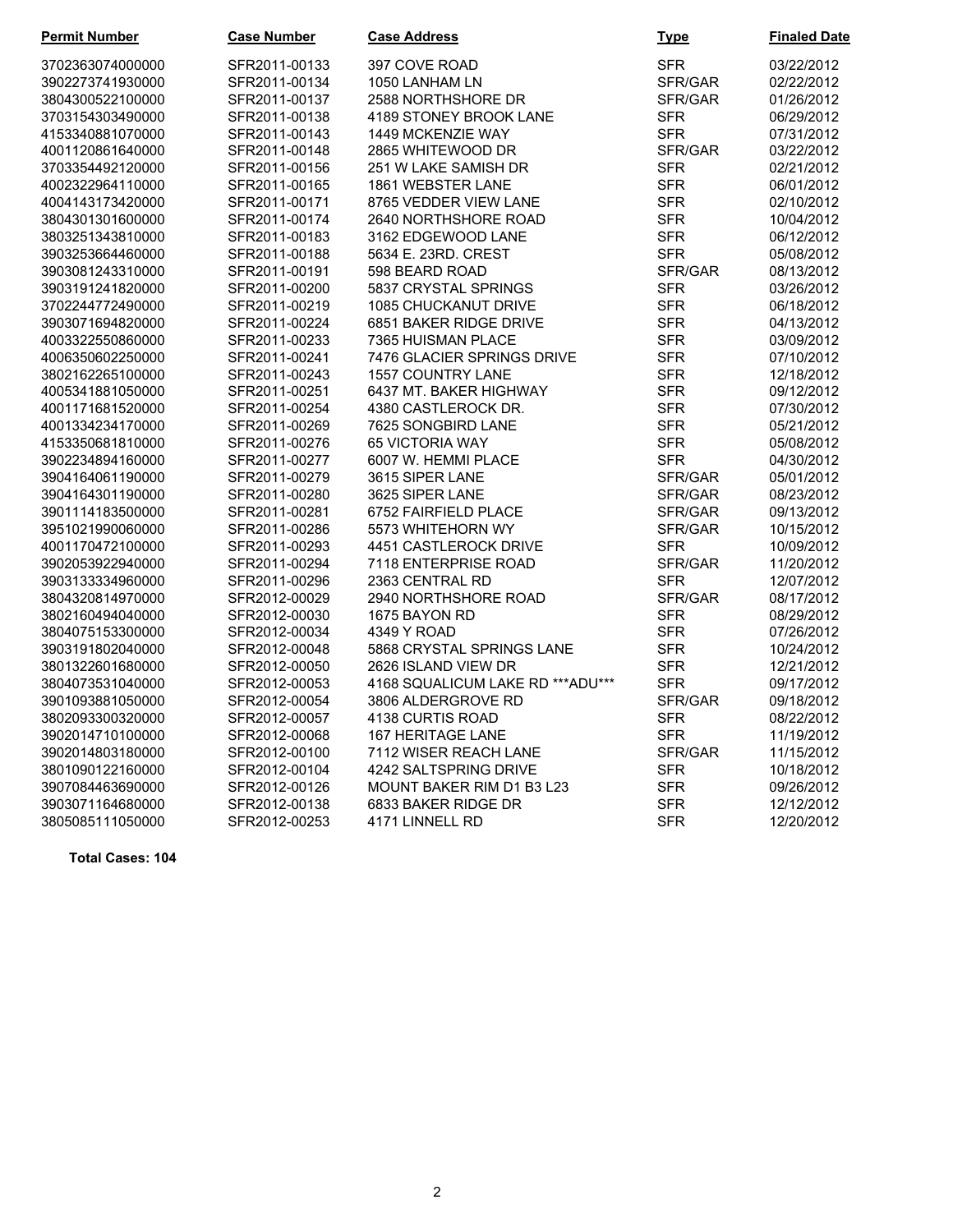| Permit Number | Case Number | Case Address | Type | Finaled Date |
| --- | --- | --- | --- | --- |
| 3702363074000000 | SFR2011-00133 | 397 COVE ROAD | SFR | 03/22/2012 |
| 3902273741930000 | SFR2011-00134 | 1050 LANHAM LN | SFR/GAR | 02/22/2012 |
| 3804300522100000 | SFR2011-00137 | 2588 NORTHSHORE DR | SFR/GAR | 01/26/2012 |
| 3703154303490000 | SFR2011-00138 | 4189 STONEY BROOK LANE | SFR | 06/29/2012 |
| 4153340881070000 | SFR2011-00143 | 1449 MCKENZIE WAY | SFR | 07/31/2012 |
| 4001120861640000 | SFR2011-00148 | 2865 WHITEWOOD DR | SFR/GAR | 03/22/2012 |
| 3703354492120000 | SFR2011-00156 | 251 W LAKE SAMISH DR | SFR | 02/21/2012 |
| 4002322964110000 | SFR2011-00165 | 1861 WEBSTER LANE | SFR | 06/01/2012 |
| 4004143173420000 | SFR2011-00171 | 8765 VEDDER VIEW LANE | SFR | 02/10/2012 |
| 3804301301600000 | SFR2011-00174 | 2640 NORTHSHORE ROAD | SFR | 10/04/2012 |
| 3803251343810000 | SFR2011-00183 | 3162 EDGEWOOD LANE | SFR | 06/12/2012 |
| 3903253664460000 | SFR2011-00188 | 5634 E. 23RD. CREST | SFR | 05/08/2012 |
| 3903081243310000 | SFR2011-00191 | 598 BEARD ROAD | SFR/GAR | 08/13/2012 |
| 3903191241820000 | SFR2011-00200 | 5837 CRYSTAL SPRINGS | SFR | 03/26/2012 |
| 3702244772490000 | SFR2011-00219 | 1085 CHUCKANUT DRIVE | SFR | 06/18/2012 |
| 3903071694820000 | SFR2011-00224 | 6851 BAKER RIDGE DRIVE | SFR | 04/13/2012 |
| 4003322550860000 | SFR2011-00233 | 7365 HUISMAN PLACE | SFR | 03/09/2012 |
| 4006350602250000 | SFR2011-00241 | 7476 GLACIER SPRINGS DRIVE | SFR | 07/10/2012 |
| 3802162265100000 | SFR2011-00243 | 1557 COUNTRY LANE | SFR | 12/18/2012 |
| 4005341881050000 | SFR2011-00251 | 6437 MT. BAKER HIGHWAY | SFR | 09/12/2012 |
| 4001171681520000 | SFR2011-00254 | 4380 CASTLEROCK DR. | SFR | 07/30/2012 |
| 4001334234170000 | SFR2011-00269 | 7625 SONGBIRD LANE | SFR | 05/21/2012 |
| 4153350681810000 | SFR2011-00276 | 65 VICTORIA WAY | SFR | 05/08/2012 |
| 3902234894160000 | SFR2011-00277 | 6007 W. HEMMI PLACE | SFR | 04/30/2012 |
| 3904164061190000 | SFR2011-00279 | 3615 SIPER LANE | SFR/GAR | 05/01/2012 |
| 3904164301190000 | SFR2011-00280 | 3625 SIPER LANE | SFR/GAR | 08/23/2012 |
| 3901114183500000 | SFR2011-00281 | 6752 FAIRFIELD PLACE | SFR/GAR | 09/13/2012 |
| 3951021990060000 | SFR2011-00286 | 5573 WHITEHORN WY | SFR/GAR | 10/15/2012 |
| 4001170472100000 | SFR2011-00293 | 4451 CASTLEROCK DRIVE | SFR | 10/09/2012 |
| 3902053922940000 | SFR2011-00294 | 7118 ENTERPRISE ROAD | SFR/GAR | 11/20/2012 |
| 3903133334960000 | SFR2011-00296 | 2363 CENTRAL RD | SFR | 12/07/2012 |
| 3804320814970000 | SFR2012-00029 | 2940 NORTHSHORE ROAD | SFR/GAR | 08/17/2012 |
| 3802160494040000 | SFR2012-00030 | 1675 BAYON RD | SFR | 08/29/2012 |
| 3804075153300000 | SFR2012-00034 | 4349 Y ROAD | SFR | 07/26/2012 |
| 3903191802040000 | SFR2012-00048 | 5868 CRYSTAL SPRINGS LANE | SFR | 10/24/2012 |
| 3801322601680000 | SFR2012-00050 | 2626 ISLAND VIEW DR | SFR | 12/21/2012 |
| 3804073531040000 | SFR2012-00053 | 4168 SQUALICUM LAKE RD ***ADU*** | SFR | 09/17/2012 |
| 3901093881050000 | SFR2012-00054 | 3806 ALDERGROVE RD | SFR/GAR | 09/18/2012 |
| 3802093300320000 | SFR2012-00057 | 4138 CURTIS ROAD | SFR | 08/22/2012 |
| 3902014710100000 | SFR2012-00068 | 167 HERITAGE LANE | SFR | 11/19/2012 |
| 3902014803180000 | SFR2012-00100 | 7112 WISER REACH LANE | SFR/GAR | 11/15/2012 |
| 3801090122160000 | SFR2012-00104 | 4242 SALTSPRING DRIVE | SFR | 10/18/2012 |
| 3907084463690000 | SFR2012-00126 | MOUNT BAKER RIM D1 B3 L23 | SFR | 09/26/2012 |
| 3903071164680000 | SFR2012-00138 | 6833 BAKER RIDGE DR | SFR | 12/12/2012 |
| 3805085111050000 | SFR2012-00253 | 4171 LINNELL RD | SFR | 12/20/2012 |

**Total Cases: 104**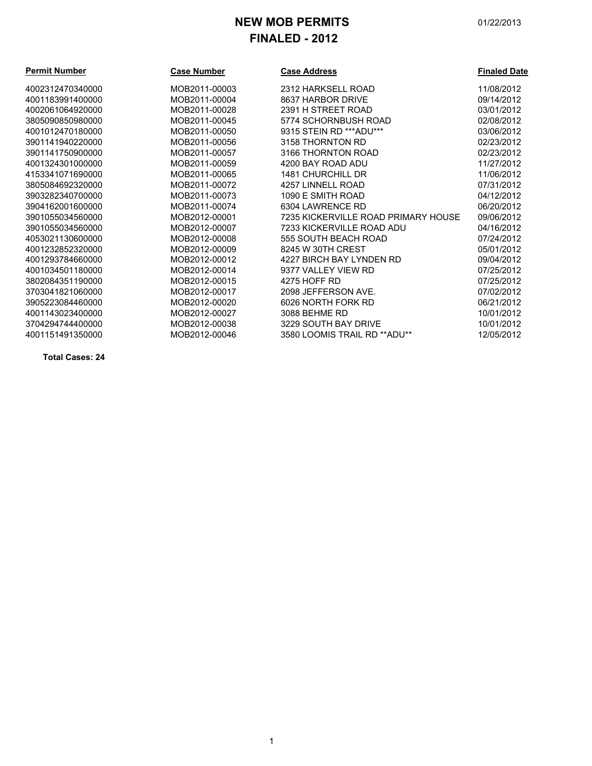# NEW MOB PERMITS
## FINALED - 2012

01/22/2013

| Permit Number | Case Number | Case Address | Finaled Date |
|---|---|---|---|
| 4002312470340000 | MOB2011-00003 | 2312 HARKSELL ROAD | 11/08/2012 |
| 4001183991400000 | MOB2011-00004 | 8637 HARBOR DRIVE | 09/14/2012 |
| 4002061064920000 | MOB2011-00028 | 2391 H STREET ROAD | 03/01/2012 |
| 3805090850980000 | MOB2011-00045 | 5774 SCHORNBUSH ROAD | 02/08/2012 |
| 4001012470180000 | MOB2011-00050 | 9315 STEIN RD ***ADU*** | 03/06/2012 |
| 3901141940220000 | MOB2011-00056 | 3158 THORNTON RD | 02/23/2012 |
| 3901141750900000 | MOB2011-00057 | 3166 THORNTON ROAD | 02/23/2012 |
| 4001324301000000 | MOB2011-00059 | 4200 BAY ROAD ADU | 11/27/2012 |
| 4153341071690000 | MOB2011-00065 | 1481 CHURCHILL DR | 11/06/2012 |
| 3805084692320000 | MOB2011-00072 | 4257 LINNELL ROAD | 07/31/2012 |
| 3903282340700000 | MOB2011-00073 | 1090 E SMITH ROAD | 04/12/2012 |
| 3904162001600000 | MOB2011-00074 | 6304 LAWRENCE RD | 06/20/2012 |
| 3901055034560000 | MOB2012-00001 | 7235 KICKERVILLE ROAD PRIMARY HOUSE | 09/06/2012 |
| 3901055034560000 | MOB2012-00007 | 7233 KICKERVILLE ROAD ADU | 04/16/2012 |
| 4053021130600000 | MOB2012-00008 | 555 SOUTH BEACH ROAD | 07/24/2012 |
| 4001232852320000 | MOB2012-00009 | 8245 W 30TH CREST | 05/01/2012 |
| 4001293784660000 | MOB2012-00012 | 4227 BIRCH BAY LYNDEN RD | 09/04/2012 |
| 4001034501180000 | MOB2012-00014 | 9377 VALLEY VIEW RD | 07/25/2012 |
| 3802084351190000 | MOB2012-00015 | 4275 HOFF RD | 07/25/2012 |
| 3703041821060000 | MOB2012-00017 | 2098 JEFFERSON AVE. | 07/02/2012 |
| 3905223084460000 | MOB2012-00020 | 6026 NORTH FORK RD | 06/21/2012 |
| 4001143023400000 | MOB2012-00027 | 3088 BEHME RD | 10/01/2012 |
| 3704294744400000 | MOB2012-00038 | 3229 SOUTH BAY DRIVE | 10/01/2012 |
| 4001151491350000 | MOB2012-00046 | 3580 LOOMIS TRAIL RD **ADU** | 12/05/2012 |

**Total Cases: 24**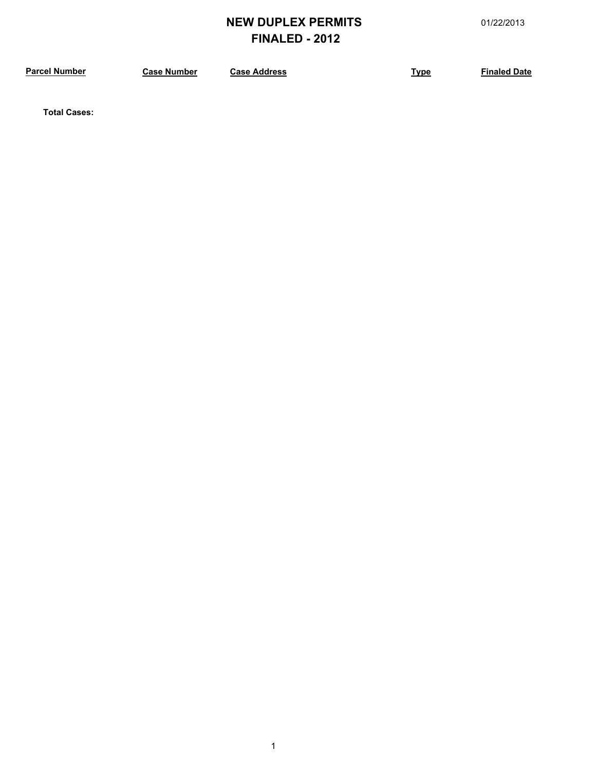# NEW DUPLEX PERMITS
## FINALED - 2012

01/22/2013

| Parcel Number | Case Number | Case Address | Type | Finaled Date |
| --- | --- | --- | --- | --- |

**Total Cases:**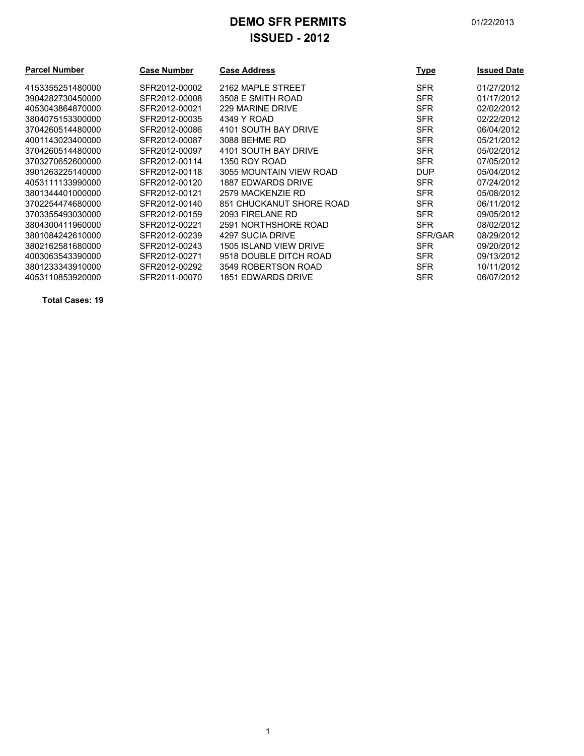# DEMO SFR PERMITS
## ISSUED - 2012

01/22/2013

| Parcel Number | Case Number | Case Address | Type | Issued Date |
|---|---|---|---|---|
| 4153355251480000 | SFR2012-00002 | 2162 MAPLE STREET | SFR | 01/27/2012 |
| 3904282730450000 | SFR2012-00008 | 3508 E SMITH ROAD | SFR | 01/17/2012 |
| 4053043864870000 | SFR2012-00021 | 229 MARINE DRIVE | SFR | 02/02/2012 |
| 3804075153300000 | SFR2012-00035 | 4349 Y ROAD | SFR | 02/22/2012 |
| 3704260514480000 | SFR2012-00086 | 4101 SOUTH BAY DRIVE | SFR | 06/04/2012 |
| 4001143023400000 | SFR2012-00087 | 3088 BEHME RD | SFR | 05/21/2012 |
| 3704260514480000 | SFR2012-00097 | 4101 SOUTH BAY DRIVE | SFR | 05/02/2012 |
| 3703270652600000 | SFR2012-00114 | 1350 ROY ROAD | SFR | 07/05/2012 |
| 3901263225140000 | SFR2012-00118 | 3055 MOUNTAIN VIEW ROAD | DUP | 05/04/2012 |
| 4053111133990000 | SFR2012-00120 | 1887 EDWARDS DRIVE | SFR | 07/24/2012 |
| 3801344401000000 | SFR2012-00121 | 2579 MACKENZIE RD | SFR | 05/08/2012 |
| 3702254474680000 | SFR2012-00140 | 851 CHUCKANUT SHORE ROAD | SFR | 06/11/2012 |
| 3703355493030000 | SFR2012-00159 | 2093 FIRELANE RD | SFR | 09/05/2012 |
| 3804300411960000 | SFR2012-00221 | 2591 NORTHSHORE ROAD | SFR | 08/02/2012 |
| 3801084242610000 | SFR2012-00239 | 4297 SUCIA DRIVE | SFR/GAR | 08/29/2012 |
| 3802162581680000 | SFR2012-00243 | 1505 ISLAND VIEW DRIVE | SFR | 09/20/2012 |
| 4003063543390000 | SFR2012-00271 | 9518 DOUBLE DITCH ROAD | SFR | 09/13/2012 |
| 3801233343910000 | SFR2012-00292 | 3549 ROBERTSON ROAD | SFR | 10/11/2012 |
| 4053110853920000 | SFR2011-00070 | 1851 EDWARDS DRIVE | SFR | 06/07/2012 |

**Total Cases: 19**